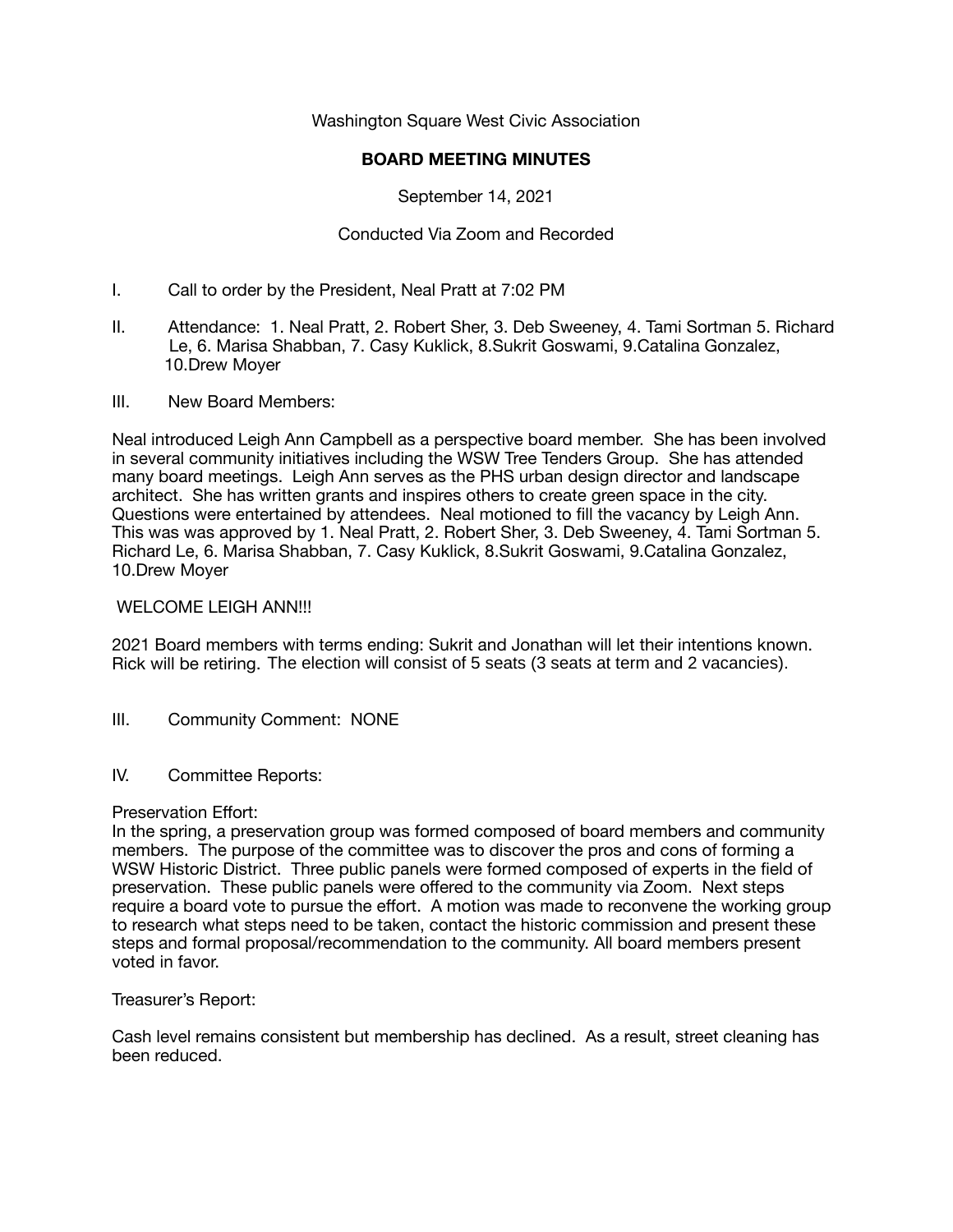Washington Square West Civic Association

**BOARD MEETING MINUTES**

September 14, 2021

Conducted Via Zoom and Recorded

I. Call to order by the President, Neal Pratt at 7:02 PM

II. Attendance: 1. Neal Pratt, 2. Robert Sher, 3. Deb Sweeney, 4. Tami Sortman 5. Richard Le, 6. Marisa Shabban, 7. Casy Kuklick, 8.Sukrit Goswami, 9.Catalina Gonzalez, 10.Drew Moyer

III. New Board Members:

Neal introduced Leigh Ann Campbell as a perspective board member. She has been involved in several community initiatives including the WSW Tree Tenders Group. She has attended many board meetings. Leigh Ann serves as the PHS urban design director and landscape architect. She has written grants and inspires others to create green space in the city. Questions were entertained by attendees. Neal motioned to fill the vacancy by Leigh Ann. This was was approved by 1. Neal Pratt, 2. Robert Sher, 3. Deb Sweeney, 4. Tami Sortman 5. Richard Le, 6. Marisa Shabban, 7. Casy Kuklick, 8.Sukrit Goswami, 9.Catalina Gonzalez, 10.Drew Moyer

WELCOME LEIGH ANN!!!

2021 Board members with terms ending: Sukrit and Jonathan will let their intentions known. Rick will be retiring. The election will consist of 5 seats (3 seats at term and 2 vacancies).

III. Community Comment: NONE

IV. Committee Reports:

Preservation Effort:
In the spring, a preservation group was formed composed of board members and community members. The purpose of the committee was to discover the pros and cons of forming a WSW Historic District. Three public panels were formed composed of experts in the field of preservation. These public panels were offered to the community via Zoom. Next steps require a board vote to pursue the effort. A motion was made to reconvene the working group to research what steps need to be taken, contact the historic commission and present these steps and formal proposal/recommendation to the community. All board members present voted in favor.

Treasurer's Report:

Cash level remains consistent but membership has declined. As a result, street cleaning has been reduced.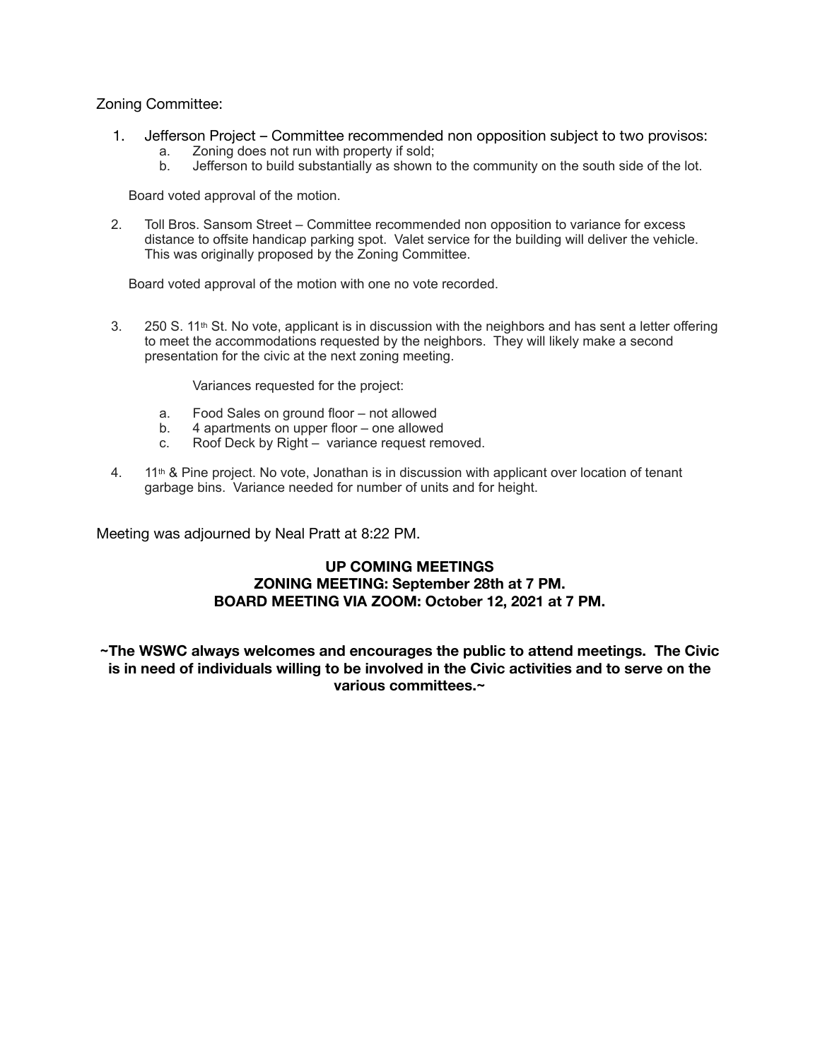Zoning Committee:

1. Jefferson Project – Committee recommended non opposition subject to two provisos:
   a. Zoning does not run with property if sold;
   b. Jefferson to build substantially as shown to the community on the south side of the lot.

   Board voted approval of the motion.

2. Toll Bros. Sansom Street – Committee recommended non opposition to variance for excess distance to offsite handicap parking spot. Valet service for the building will deliver the vehicle. This was originally proposed by the Zoning Committee.

   Board voted approval of the motion with one no vote recorded.

3. 250 S. 11th St. No vote, applicant is in discussion with the neighbors and has sent a letter offering to meet the accommodations requested by the neighbors. They will likely make a second presentation for the civic at the next zoning meeting.

   Variances requested for the project:

   a. Food Sales on ground floor – not allowed
   b. 4 apartments on upper floor – one allowed
   c. Roof Deck by Right – variance request removed.

4. 11th & Pine project. No vote, Jonathan is in discussion with applicant over location of tenant garbage bins. Variance needed for number of units and for height.

Meeting was adjourned by Neal Pratt at 8:22 PM.

**UP COMING MEETINGS**
**ZONING MEETING: September 28th at 7 PM.**
**BOARD MEETING VIA ZOOM: October 12, 2021 at 7 PM.**

**~The WSWC always welcomes and encourages the public to attend meetings. The Civic is in need of individuals willing to be involved in the Civic activities and to serve on the various committees.~**